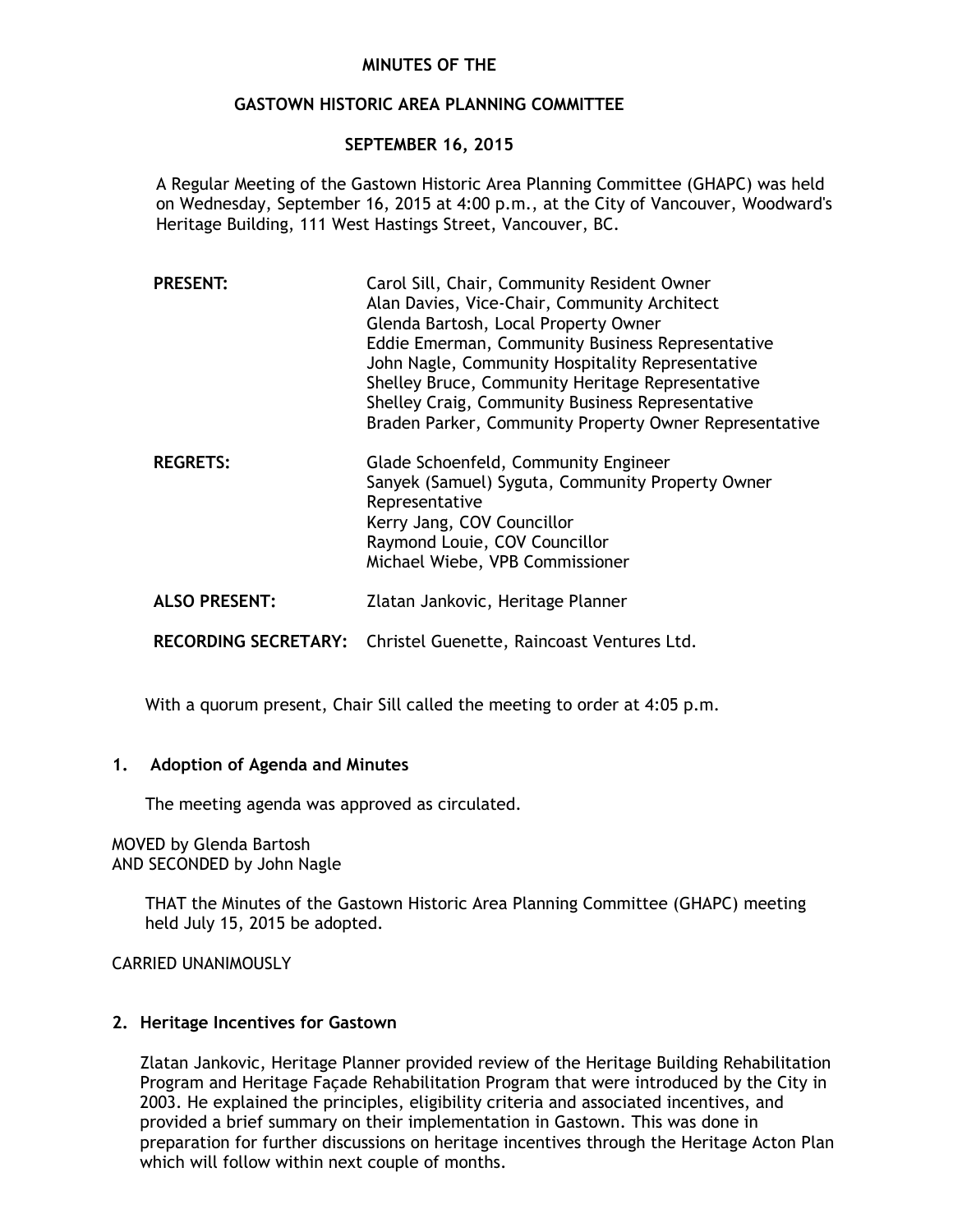# MINUTES OF THE

## GASTOWN HISTORIC AREA PLANNING COMMITTEE

## SEPTEMBER 16, 2015

A Regular Meeting of the Gastown Historic Area Planning Committee (GHAPC) was held on Wednesday, September 16, 2015 at 4:00 p.m., at the City of Vancouver, Woodward's Heritage Building, 111 West Hastings Street, Vancouver, BC.

| | |
|---|---|
| **PRESENT:** | Carol Sill, Chair, Community Resident Owner<br>Alan Davies, Vice-Chair, Community Architect<br>Glenda Bartosh, Local Property Owner<br>Eddie Emerman, Community Business Representative<br>John Nagle, Community Hospitality Representative<br>Shelley Bruce, Community Heritage Representative<br>Shelley Craig, Community Business Representative<br>Braden Parker, Community Property Owner Representative |
| **REGRETS:** | Glade Schoenfeld, Community Engineer<br>Sanyek (Samuel) Syguta, Community Property Owner Representative<br>Kerry Jang, COV Councillor<br>Raymond Louie, COV Councillor<br>Michael Wiebe, VPB Commissioner |
| **ALSO PRESENT:** | Zlatan Jankovic, Heritage Planner |
| **RECORDING SECRETARY:** | Christel Guenette, Raincoast Ventures Ltd. |

With a quorum present, Chair Sill called the meeting to order at 4:05 p.m.

### 1. Adoption of Agenda and Minutes

The meeting agenda was approved as circulated.

MOVED by Glenda Bartosh
AND SECONDED by John Nagle

THAT the Minutes of the Gastown Historic Area Planning Committee (GHAPC) meeting held July 15, 2015 be adopted.

CARRIED UNANIMOUSLY

### 2. Heritage Incentives for Gastown

Zlatan Jankovic, Heritage Planner provided review of the Heritage Building Rehabilitation Program and Heritage Façade Rehabilitation Program that were introduced by the City in 2003. He explained the principles, eligibility criteria and associated incentives, and provided a brief summary on their implementation in Gastown. This was done in preparation for further discussions on heritage incentives through the Heritage Acton Plan which will follow within next couple of months.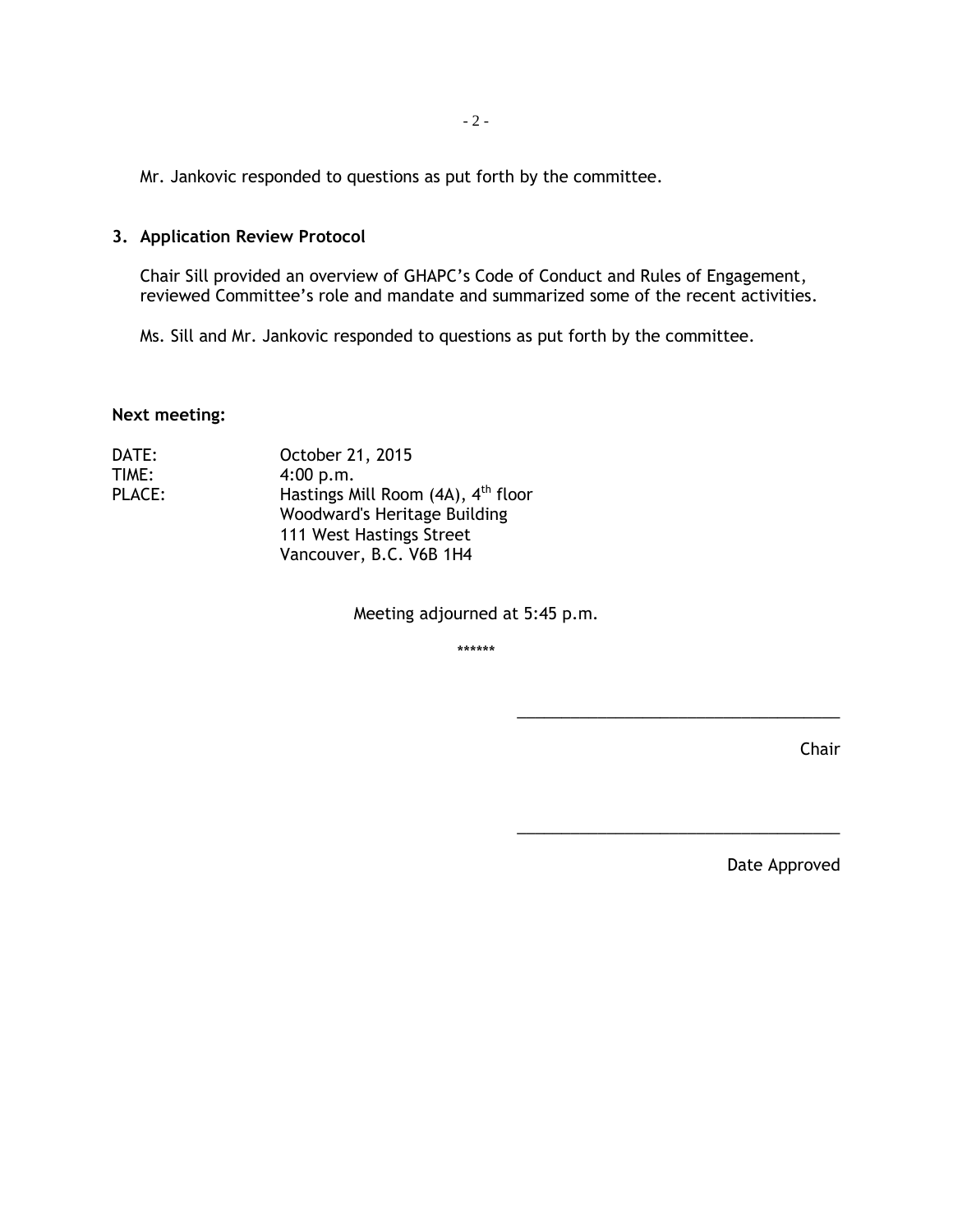Mr. Jankovic responded to questions as put forth by the committee.

**3. Application Review Protocol**

Chair Sill provided an overview of GHAPC's Code of Conduct and Rules of Engagement, reviewed Committee's role and mandate and summarized some of the recent activities.

Ms. Sill and Mr. Jankovic responded to questions as put forth by the committee.

**Next meeting:**

| | |
|---|---|
| DATE: | October 21, 2015 |
| TIME: | 4:00 p.m. |
| PLACE: | Hastings Mill Room (4A), 4th floor<br>Woodward's Heritage Building<br>111 West Hastings Street<br>Vancouver, B.C. V6B 1H4 |

Meeting adjourned at 5:45 p.m.

******

___________________________________

Chair

___________________________________

Date Approved